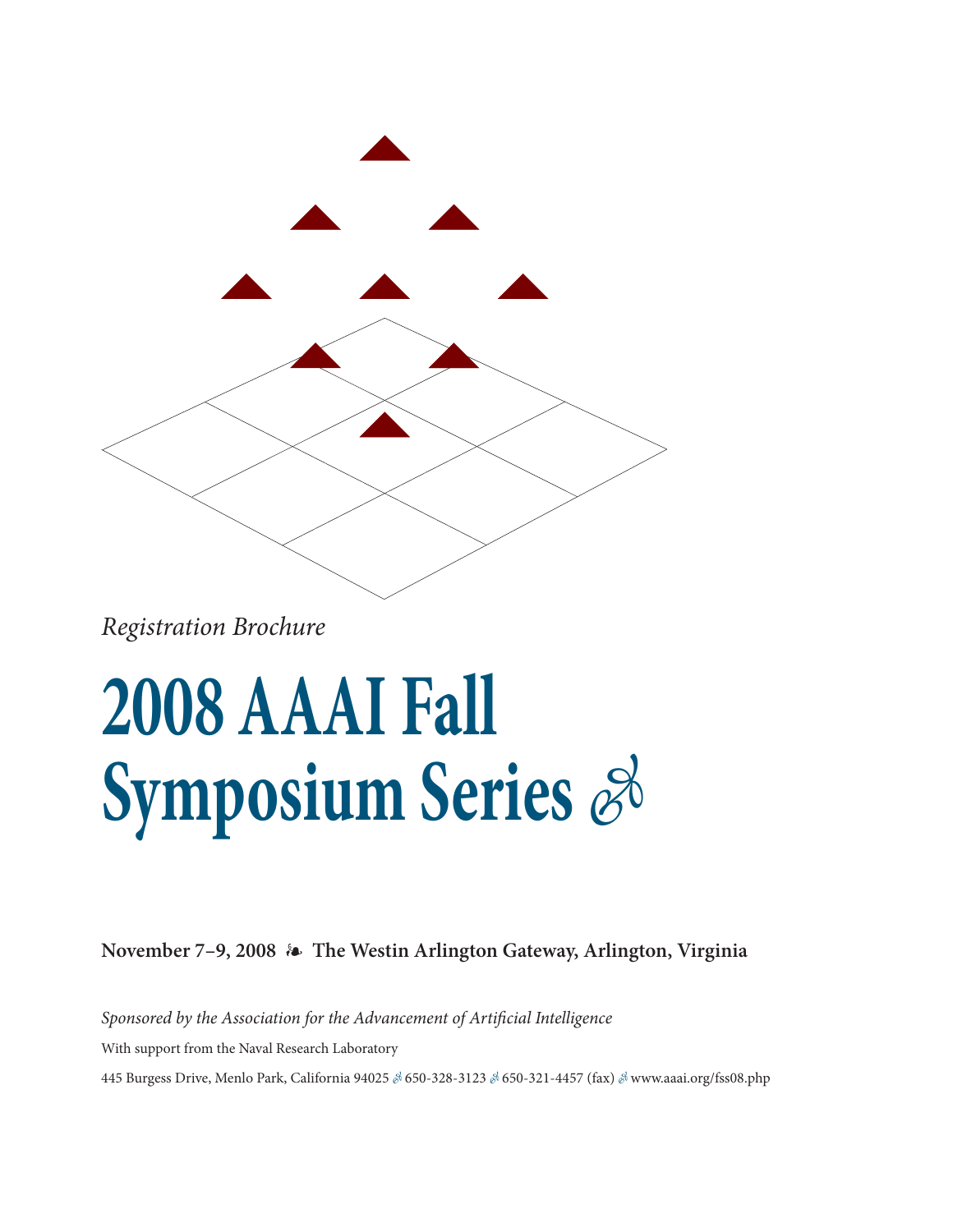*Registration Brochure*

# 2008 AAAI Fall Symposium Series

**November 7–9, 2008 ❧ The Westin Arlington Gateway, Arlington, Virginia**

*Sponsored by the Association for the Advancement of Artificial Intelligence*

With support from the Naval Research Laboratory

445 Burgess Drive, Menlo Park, California 94025 ☙ 650-328-3123 ☙ 650-321-4457 (fax) ☙ www.aaai.org/fss08.php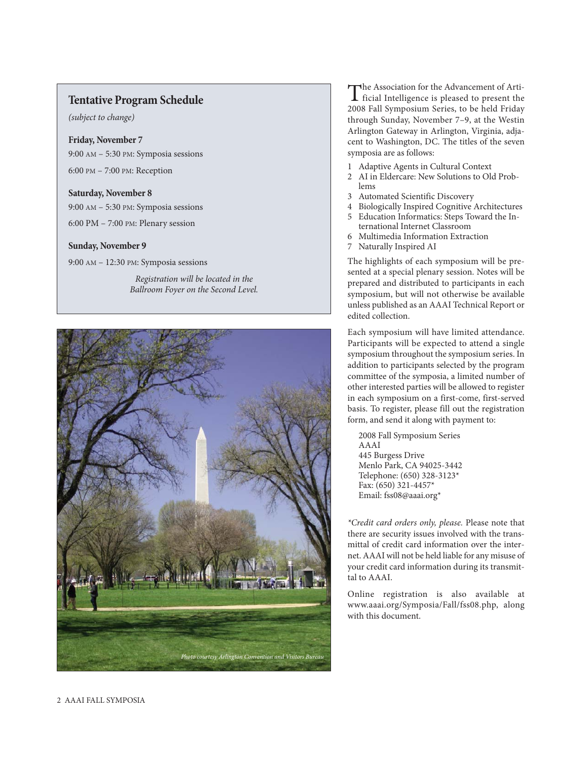## Tentative Program Schedule

*(subject to change)*

**Friday, November 7**

9:00 AM – 5:30 PM: Symposia sessions

6:00 PM – 7:00 PM: Reception

**Saturday, November 8**

9:00 AM – 5:30 PM: Symposia sessions

6:00 PM – 7:00 PM: Plenary session

**Sunday, November 9**

9:00 AM – 12:30 PM: Symposia sessions

*Registration will be located in the Ballroom Foyer on the Second Level.*

*Photo courtesy Arlington Convention and Visitors Bureau*

The Association for the Advancement of Artificial Intelligence is pleased to present the 2008 Fall Symposium Series, to be held Friday through Sunday, November 7–9, at the Westin Arlington Gateway in Arlington, Virginia, adjacent to Washington, DC. The titles of the seven symposia are as follows:

1. Adaptive Agents in Cultural Context
2. AI in Eldercare: New Solutions to Old Problems
3. Automated Scientific Discovery
4. Biologically Inspired Cognitive Architectures
5. Education Informatics: Steps Toward the International Internet Classroom
6. Multimedia Information Extraction
7. Naturally Inspired AI

The highlights of each symposium will be presented at a special plenary session. Notes will be prepared and distributed to participants in each symposium, but will not otherwise be available unless published as an AAAI Technical Report or edited collection.

Each symposium will have limited attendance. Participants will be expected to attend a single symposium throughout the symposium series. In addition to participants selected by the program committee of the symposia, a limited number of other interested parties will be allowed to register in each symposium on a first-come, first-served basis. To register, please fill out the registration form, and send it along with payment to:

2008 Fall Symposium Series
AAAI
445 Burgess Drive
Menlo Park, CA 94025-3442
Telephone: (650) 328-3123*
Fax: (650) 321-4457*
Email: fss08@aaai.org*

*\*Credit card orders only, please.* Please note that there are security issues involved with the transmittal of credit card information over the internet. AAAI will not be held liable for any misuse of your credit card information during its transmittal to AAAI.

Online registration is also available at www.aaai.org/Symposia/Fall/fss08.php, along with this document.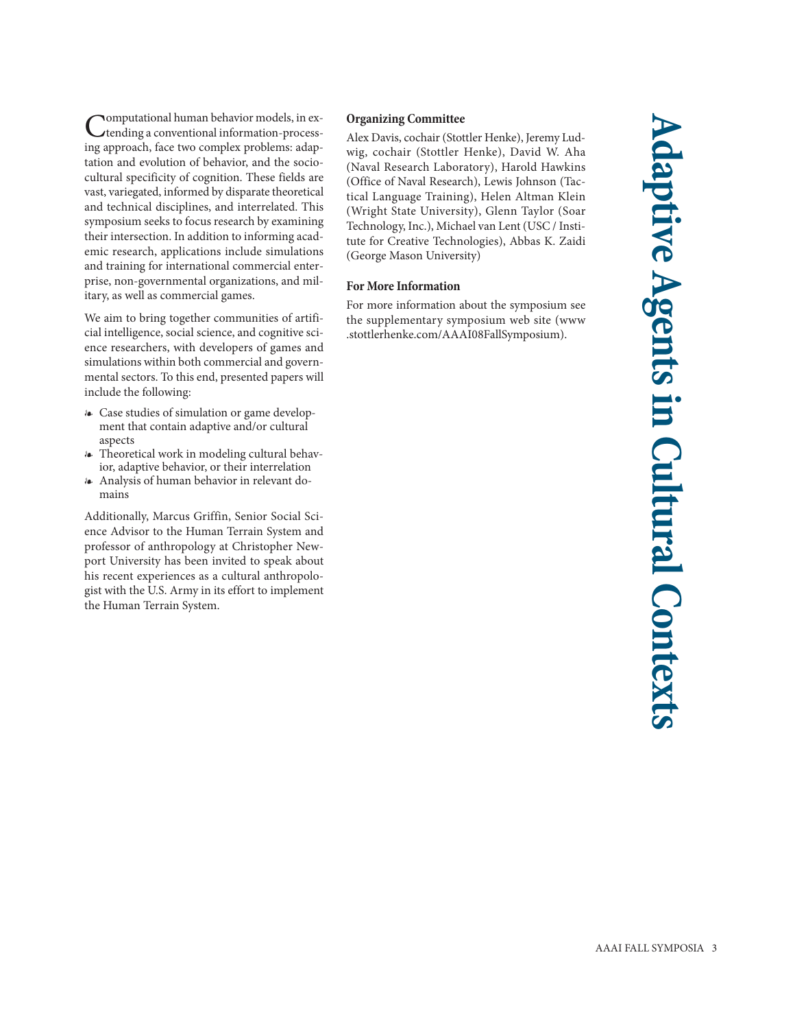# Adaptive Agents in Cultural Contexts

Computational human behavior models, in extending a conventional information-processing approach, face two complex problems: adaptation and evolution of behavior, and the sociocultural specificity of cognition. These fields are vast, variegated, informed by disparate theoretical and technical disciplines, and interrelated. This symposium seeks to focus research by examining their intersection. In addition to informing academic research, applications include simulations and training for international commercial enterprise, non-governmental organizations, and military, as well as commercial games.

We aim to bring together communities of artificial intelligence, social science, and cognitive science researchers, with developers of games and simulations within both commercial and governmental sectors. To this end, presented papers will include the following:

- Case studies of simulation or game development that contain adaptive and/or cultural aspects
- Theoretical work in modeling cultural behavior, adaptive behavior, or their interrelation
- Analysis of human behavior in relevant domains

Additionally, Marcus Griffin, Senior Social Science Advisor to the Human Terrain System and professor of anthropology at Christopher Newport University has been invited to speak about his recent experiences as a cultural anthropologist with the U.S. Army in its effort to implement the Human Terrain System.

### Organizing Committee

Alex Davis, cochair (Stottler Henke), Jeremy Ludwig, cochair (Stottler Henke), David W. Aha (Naval Research Laboratory), Harold Hawkins (Office of Naval Research), Lewis Johnson (Tactical Language Training), Helen Altman Klein (Wright State University), Glenn Taylor (Soar Technology, Inc.), Michael van Lent (USC / Institute for Creative Technologies), Abbas K. Zaidi (George Mason University)

### For More Information

For more information about the symposium see the supplementary symposium web site (www.stottlerhenke.com/AAAI08FallSymposium).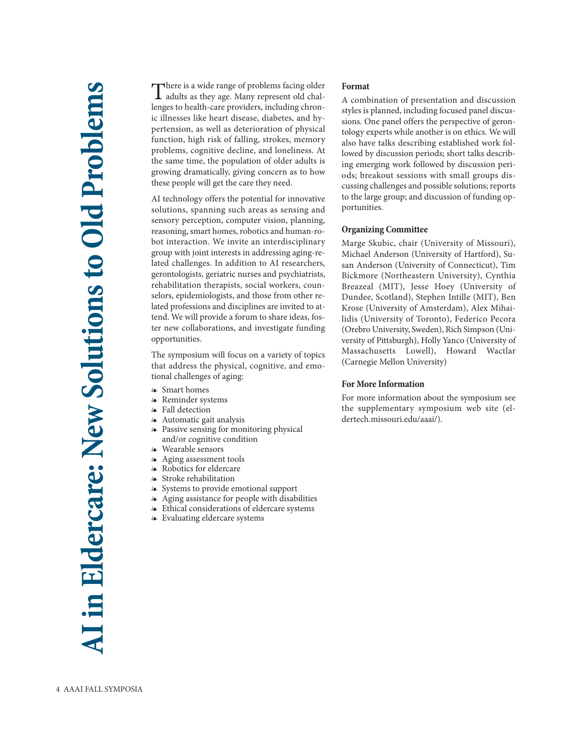# AI in Eldercare: New Solutions to Old Problems

There is a wide range of problems facing older adults as they age. Many represent old challenges to health-care providers, including chronic illnesses like heart disease, diabetes, and hypertension, as well as deterioration of physical function, high risk of falling, strokes, memory problems, cognitive decline, and loneliness. At the same time, the population of older adults is growing dramatically, giving concern as to how these people will get the care they need.

AI technology offers the potential for innovative solutions, spanning such areas as sensing and sensory perception, computer vision, planning, reasoning, smart homes, robotics and human-robot interaction. We invite an interdisciplinary group with joint interests in addressing aging-related challenges. In addition to AI researchers, gerontologists, geriatric nurses and psychiatrists, rehabilitation therapists, social workers, counselors, epidemiologists, and those from other related professions and disciplines are invited to attend. We will provide a forum to share ideas, foster new collaborations, and investigate funding opportunities.

The symposium will focus on a variety of topics that address the physical, cognitive, and emotional challenges of aging:

- Smart homes
- Reminder systems
- Fall detection
- Automatic gait analysis
- Passive sensing for monitoring physical and/or cognitive condition
- Wearable sensors
- Aging assessment tools
- Robotics for eldercare
- Stroke rehabilitation
- Systems to provide emotional support
- Aging assistance for people with disabilities
- Ethical considerations of eldercare systems
- Evaluating eldercare systems

## Format

A combination of presentation and discussion styles is planned, including focused panel discussions. One panel offers the perspective of gerontology experts while another is on ethics. We will also have talks describing established work followed by discussion periods; short talks describing emerging work followed by discussion periods; breakout sessions with small groups discussing challenges and possible solutions; reports to the large group; and discussion of funding opportunities.

## Organizing Committee

Marge Skubic, chair (University of Missouri), Michael Anderson (University of Hartford), Susan Anderson (University of Connecticut), Tim Bickmore (Northeastern University), Cynthia Breazeal (MIT), Jesse Hoey (University of Dundee, Scotland), Stephen Intille (MIT), Ben Krose (University of Amsterdam), Alex Mihailidis (University of Toronto), Federico Pecora (Orebro University, Sweden), Rich Simpson (University of Pittsburgh), Holly Yanco (University of Massachusetts Lowell), Howard Wactlar (Carnegie Mellon University)

## For More Information

For more information about the symposium see the supplementary symposium web site (eldertech.missouri.edu/aaai/).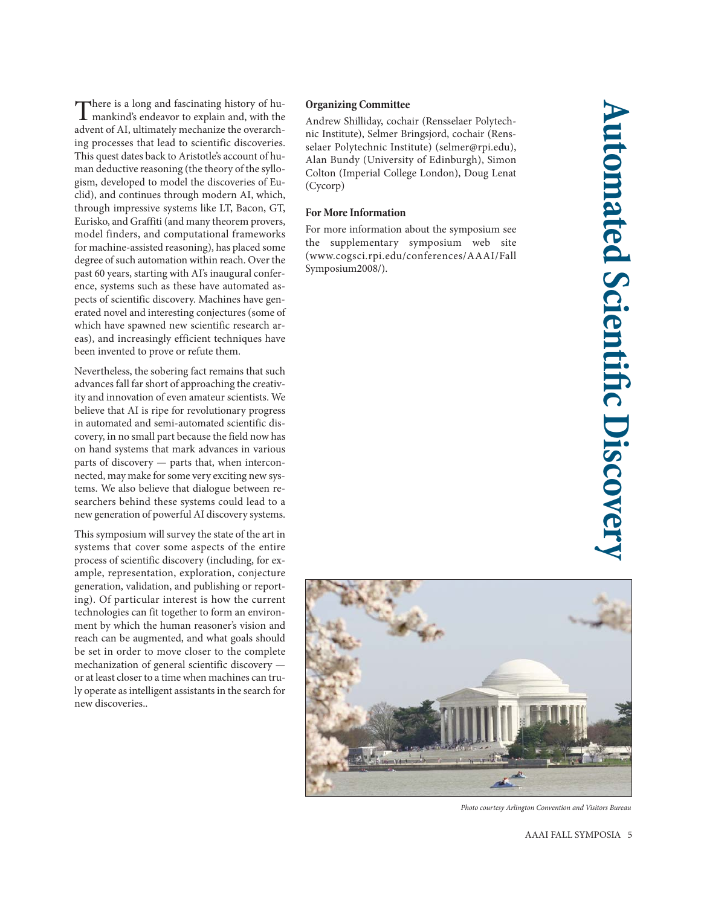# Automated Scientific Discovery

There is a long and fascinating history of humankind's endeavor to explain and, with the advent of AI, ultimately mechanize the overarching processes that lead to scientific discoveries. This quest dates back to Aristotle's account of human deductive reasoning (the theory of the syllogism, developed to model the discoveries of Euclid), and continues through modern AI, which, through impressive systems like LT, Bacon, GT, Eurisko, and Graffiti (and many theorem provers, model finders, and computational frameworks for machine-assisted reasoning), has placed some degree of such automation within reach. Over the past 60 years, starting with AI's inaugural conference, systems such as these have automated aspects of scientific discovery. Machines have generated novel and interesting conjectures (some of which have spawned new scientific research areas), and increasingly efficient techniques have been invented to prove or refute them.

Nevertheless, the sobering fact remains that such advances fall far short of approaching the creativity and innovation of even amateur scientists. We believe that AI is ripe for revolutionary progress in automated and semi-automated scientific discovery, in no small part because the field now has on hand systems that mark advances in various parts of discovery — parts that, when interconnected, may make for some very exciting new systems. We also believe that dialogue between researchers behind these systems could lead to a new generation of powerful AI discovery systems.

This symposium will survey the state of the art in systems that cover some aspects of the entire process of scientific discovery (including, for example, representation, exploration, conjecture generation, validation, and publishing or reporting). Of particular interest is how the current technologies can fit together to form an environment by which the human reasoner's vision and reach can be augmented, and what goals should be set in order to move closer to the complete mechanization of general scientific discovery — or at least closer to a time when machines can truly operate as intelligent assistants in the search for new discoveries..

### Organizing Committee

Andrew Shilliday, cochair (Rensselaer Polytechnic Institute), Selmer Bringsjord, cochair (Rensselaer Polytechnic Institute) (selmer@rpi.edu), Alan Bundy (University of Edinburgh), Simon Colton (Imperial College London), Doug Lenat (Cycorp)

### For More Information

For more information about the symposium see the supplementary symposium web site (www.cogsci.rpi.edu/conferences/AAAI/FallSymposium2008/).

*Photo courtesy Arlington Convention and Visitors Bureau*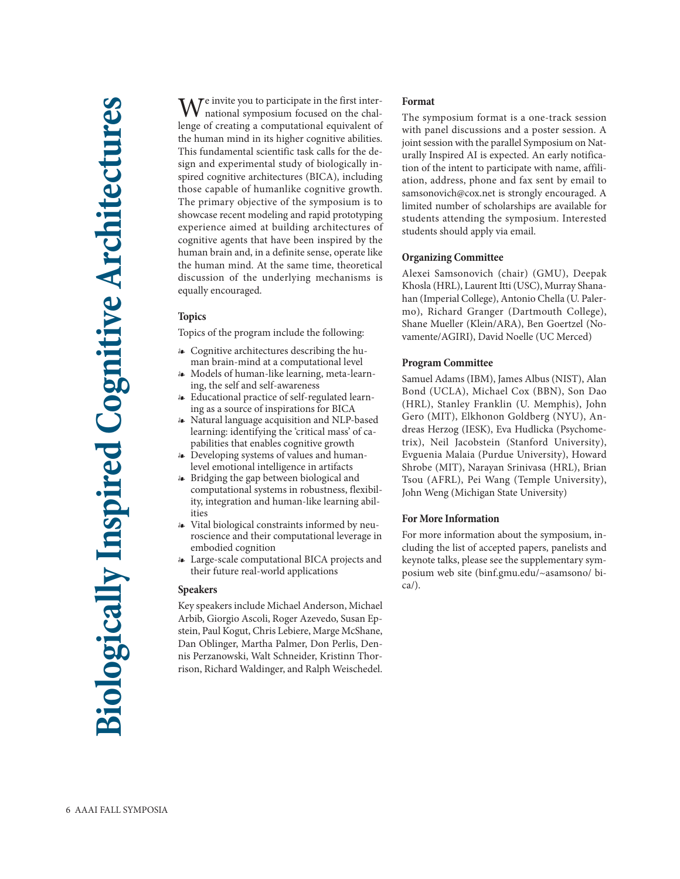# Biologically Inspired Cognitive Architectures

We invite you to participate in the first international symposium focused on the challenge of creating a computational equivalent of the human mind in its higher cognitive abilities. This fundamental scientific task calls for the design and experimental study of biologically inspired cognitive architectures (BICA), including those capable of humanlike cognitive growth. The primary objective of the symposium is to showcase recent modeling and rapid prototyping experience aimed at building architectures of cognitive agents that have been inspired by the human brain and, in a definite sense, operate like the human mind. At the same time, theoretical discussion of the underlying mechanisms is equally encouraged.

### Topics

Topics of the program include the following:

- Cognitive architectures describing the human brain-mind at a computational level
- Models of human-like learning, meta-learning, the self and self-awareness
- Educational practice of self-regulated learning as a source of inspirations for BICA
- Natural language acquisition and NLP-based learning: identifying the 'critical mass' of capabilities that enables cognitive growth
- Developing systems of values and human-level emotional intelligence in artifacts
- Bridging the gap between biological and computational systems in robustness, flexibility, integration and human-like learning abilities
- Vital biological constraints informed by neuroscience and their computational leverage in embodied cognition
- Large-scale computational BICA projects and their future real-world applications

### Speakers

Key speakers include Michael Anderson, Michael Arbib, Giorgio Ascoli, Roger Azevedo, Susan Epstein, Paul Kogut, Chris Lebiere, Marge McShane, Dan Oblinger, Martha Palmer, Don Perlis, Dennis Perzanowski, Walt Schneider, Kristinn Thorrison, Richard Waldinger, and Ralph Weischedel.

### Format

The symposium format is a one-track session with panel discussions and a poster session. A joint session with the parallel Symposium on Naturally Inspired AI is expected. An early notification of the intent to participate with name, affiliation, address, phone and fax sent by email to samsonovich@cox.net is strongly encouraged. A limited number of scholarships are available for students attending the symposium. Interested students should apply via email.

### Organizing Committee

Alexei Samsonovich (chair) (GMU), Deepak Khosla (HRL), Laurent Itti (USC), Murray Shanahan (Imperial College), Antonio Chella (U. Palermo), Richard Granger (Dartmouth College), Shane Mueller (Klein/ARA), Ben Goertzel (Novamente/AGIRI), David Noelle (UC Merced)

### Program Committee

Samuel Adams (IBM), James Albus (NIST), Alan Bond (UCLA), Michael Cox (BBN), Son Dao (HRL), Stanley Franklin (U. Memphis), John Gero (MIT), Elkhonon Goldberg (NYU), Andreas Herzog (IESK), Eva Hudlicka (Psychometrix), Neil Jacobstein (Stanford University), Evguenia Malaia (Purdue University), Howard Shrobe (MIT), Narayan Srinivasa (HRL), Brian Tsou (AFRL), Pei Wang (Temple University), John Weng (Michigan State University)

### For More Information

For more information about the symposium, including the list of accepted papers, panelists and keynote talks, please see the supplementary symposium web site (binf.gmu.edu/~asamsono/bica/).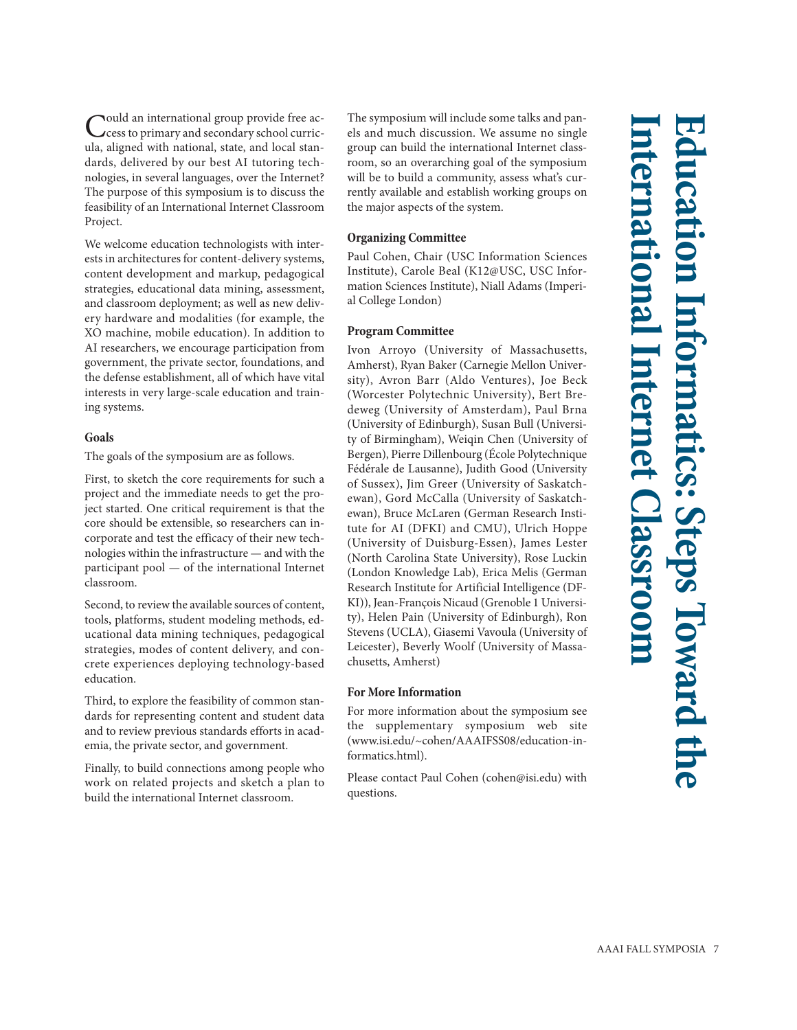# Education Informatics: Steps Toward the International Internet Classroom

Could an international group provide free access to primary and secondary school curricula, aligned with national, state, and local standards, delivered by our best AI tutoring technologies, in several languages, over the Internet? The purpose of this symposium is to discuss the feasibility of an International Internet Classroom Project.

We welcome education technologists with interests in architectures for content-delivery systems, content development and markup, pedagogical strategies, educational data mining, assessment, and classroom deployment; as well as new delivery hardware and modalities (for example, the XO machine, mobile education). In addition to AI researchers, we encourage participation from government, the private sector, foundations, and the defense establishment, all of which have vital interests in very large-scale education and training systems.

### Goals

The goals of the symposium are as follows.

First, to sketch the core requirements for such a project and the immediate needs to get the project started. One critical requirement is that the core should be extensible, so researchers can incorporate and test the efficacy of their new technologies within the infrastructure — and with the participant pool — of the international Internet classroom.

Second, to review the available sources of content, tools, platforms, student modeling methods, educational data mining techniques, pedagogical strategies, modes of content delivery, and concrete experiences deploying technology-based education.

Third, to explore the feasibility of common standards for representing content and student data and to review previous standards efforts in academia, the private sector, and government.

Finally, to build connections among people who work on related projects and sketch a plan to build the international Internet classroom.

The symposium will include some talks and panels and much discussion. We assume no single group can build the international Internet classroom, so an overarching goal of the symposium will be to build a community, assess what's currently available and establish working groups on the major aspects of the system.

### Organizing Committee

Paul Cohen, Chair (USC Information Sciences Institute), Carole Beal (K12@USC, USC Information Sciences Institute), Niall Adams (Imperial College London)

### Program Committee

Ivon Arroyo (University of Massachusetts, Amherst), Ryan Baker (Carnegie Mellon University), Avron Barr (Aldo Ventures), Joe Beck (Worcester Polytechnic University), Bert Bredeweg (University of Amsterdam), Paul Brna (University of Edinburgh), Susan Bull (University of Birmingham), Weiqin Chen (University of Bergen), Pierre Dillenbourg (École Polytechnique Fédérale de Lausanne), Judith Good (University of Sussex), Jim Greer (University of Saskatchewan), Gord McCalla (University of Saskatchewan), Bruce McLaren (German Research Institute for AI (DFKI) and CMU), Ulrich Hoppe (University of Duisburg-Essen), James Lester (North Carolina State University), Rose Luckin (London Knowledge Lab), Erica Melis (German Research Institute for Artificial Intelligence (DFKI)), Jean-François Nicaud (Grenoble 1 University), Helen Pain (University of Edinburgh), Ron Stevens (UCLA), Giasemi Vavoula (University of Leicester), Beverly Woolf (University of Massachusetts, Amherst)

### For More Information

For more information about the symposium see the supplementary symposium web site (www.isi.edu/~cohen/AAAIFSS08/education-informatics.html).

Please contact Paul Cohen (cohen@isi.edu) with questions.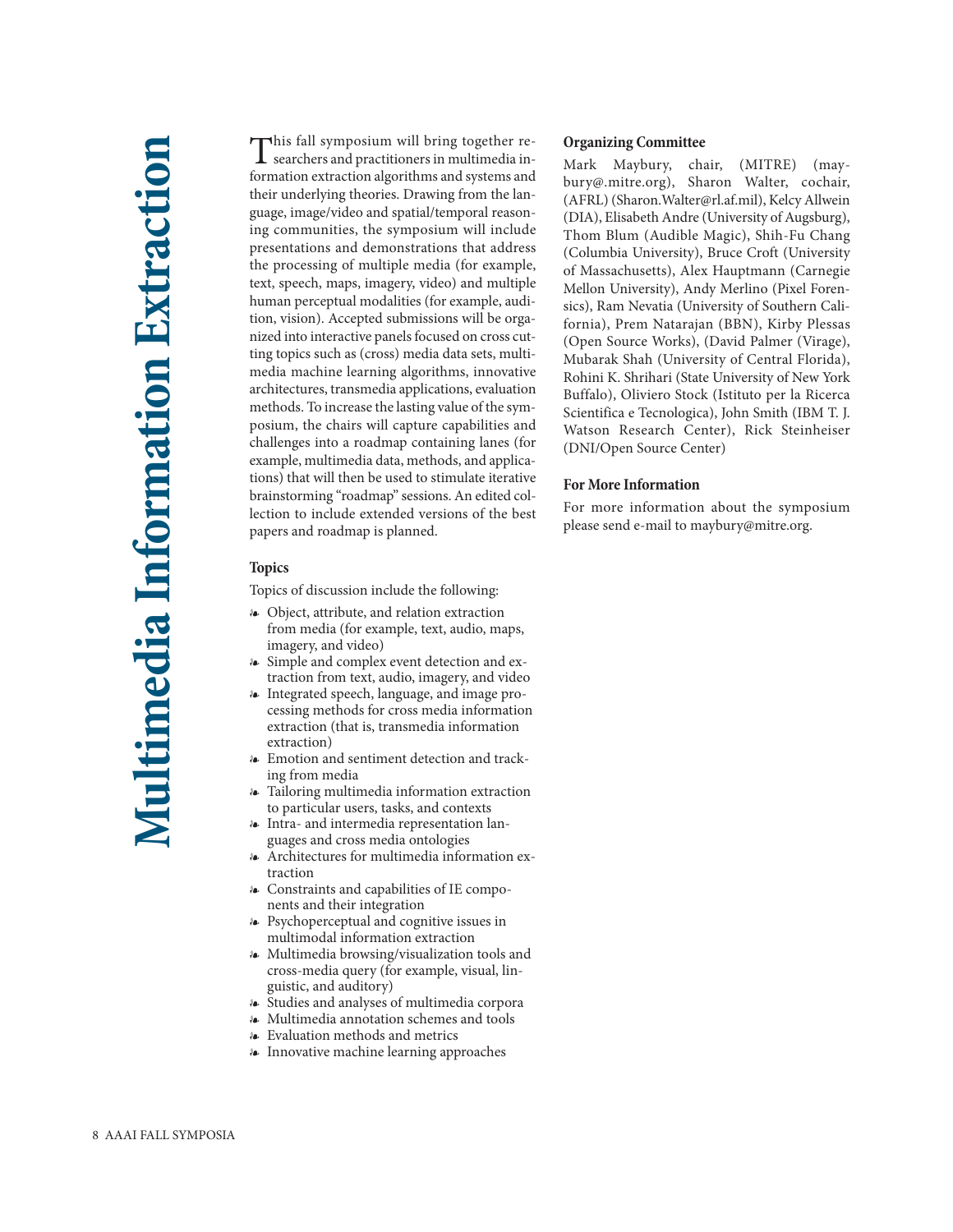# Multimedia Information Extraction

This fall symposium will bring together researchers and practitioners in multimedia information extraction algorithms and systems and their underlying theories. Drawing from the language, image/video and spatial/temporal reasoning communities, the symposium will include presentations and demonstrations that address the processing of multiple media (for example, text, speech, maps, imagery, video) and multiple human perceptual modalities (for example, audition, vision). Accepted submissions will be organized into interactive panels focused on cross cutting topics such as (cross) media data sets, multimedia machine learning algorithms, innovative architectures, transmedia applications, evaluation methods. To increase the lasting value of the symposium, the chairs will capture capabilities and challenges into a roadmap containing lanes (for example, multimedia data, methods, and applications) that will then be used to stimulate iterative brainstorming "roadmap" sessions. An edited collection to include extended versions of the best papers and roadmap is planned.

## Topics

Topics of discussion include the following:

- Object, attribute, and relation extraction from media (for example, text, audio, maps, imagery, and video)
- Simple and complex event detection and extraction from text, audio, imagery, and video
- Integrated speech, language, and image processing methods for cross media information extraction (that is, transmedia information extraction)
- Emotion and sentiment detection and tracking from media
- Tailoring multimedia information extraction to particular users, tasks, and contexts
- Intra- and intermedia representation languages and cross media ontologies
- Architectures for multimedia information extraction
- Constraints and capabilities of IE components and their integration
- Psychoperceptual and cognitive issues in multimodal information extraction
- Multimedia browsing/visualization tools and cross-media query (for example, visual, linguistic, and auditory)
- Studies and analyses of multimedia corpora
- Multimedia annotation schemes and tools
- Evaluation methods and metrics
- Innovative machine learning approaches

## Organizing Committee

Mark Maybury, chair, (MITRE) (maybury@.mitre.org), Sharon Walter, cochair, (AFRL) (Sharon.Walter@rl.af.mil), Kelcy Allwein (DIA), Elisabeth Andre (University of Augsburg), Thom Blum (Audible Magic), Shih-Fu Chang (Columbia University), Bruce Croft (University of Massachusetts), Alex Hauptmann (Carnegie Mellon University), Andy Merlino (Pixel Forensics), Ram Nevatia (University of Southern California), Prem Natarajan (BBN), Kirby Plessas (Open Source Works), (David Palmer (Virage), Mubarak Shah (University of Central Florida), Rohini K. Shrihari (State University of New York Buffalo), Oliviero Stock (Istituto per la Ricerca Scientifica e Tecnologica), John Smith (IBM T. J. Watson Research Center), Rick Steinheiser (DNI/Open Source Center)

## For More Information

For more information about the symposium please send e-mail to maybury@mitre.org.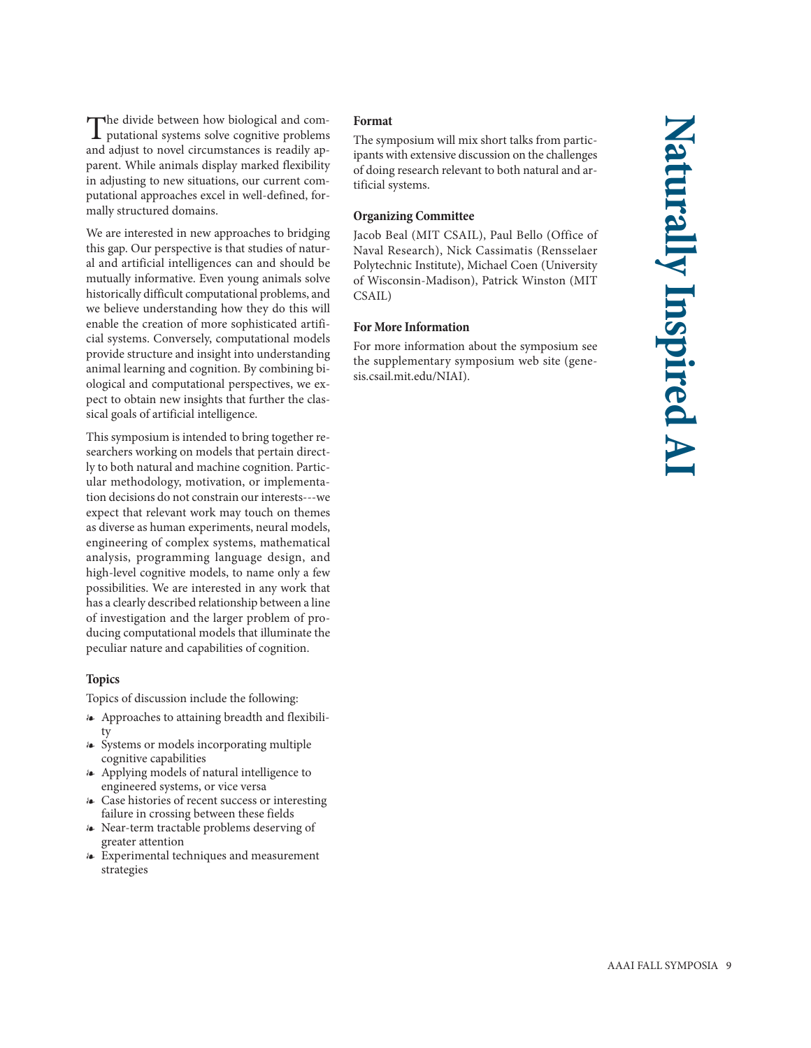# Naturally Inspired AI

The divide between how biological and computational systems solve cognitive problems and adjust to novel circumstances is readily apparent. While animals display marked flexibility in adjusting to new situations, our current computational approaches excel in well-defined, formally structured domains.

We are interested in new approaches to bridging this gap. Our perspective is that studies of natural and artificial intelligences can and should be mutually informative. Even young animals solve historically difficult computational problems, and we believe understanding how they do this will enable the creation of more sophisticated artificial systems. Conversely, computational models provide structure and insight into understanding animal learning and cognition. By combining biological and computational perspectives, we expect to obtain new insights that further the classical goals of artificial intelligence.

This symposium is intended to bring together researchers working on models that pertain directly to both natural and machine cognition. Particular methodology, motivation, or implementation decisions do not constrain our interests---we expect that relevant work may touch on themes as diverse as human experiments, neural models, engineering of complex systems, mathematical analysis, programming language design, and high-level cognitive models, to name only a few possibilities. We are interested in any work that has a clearly described relationship between a line of investigation and the larger problem of producing computational models that illuminate the peculiar nature and capabilities of cognition.

### Topics

Topics of discussion include the following:

- Approaches to attaining breadth and flexibility
- Systems or models incorporating multiple cognitive capabilities
- Applying models of natural intelligence to engineered systems, or vice versa
- Case histories of recent success or interesting failure in crossing between these fields
- Near-term tractable problems deserving of greater attention
- Experimental techniques and measurement strategies

### Format

The symposium will mix short talks from participants with extensive discussion on the challenges of doing research relevant to both natural and artificial systems.

### Organizing Committee

Jacob Beal (MIT CSAIL), Paul Bello (Office of Naval Research), Nick Cassimatis (Rensselaer Polytechnic Institute), Michael Coen (University of Wisconsin-Madison), Patrick Winston (MIT CSAIL)

### For More Information

For more information about the symposium see the supplementary symposium web site (genesis.csail.mit.edu/NIAI).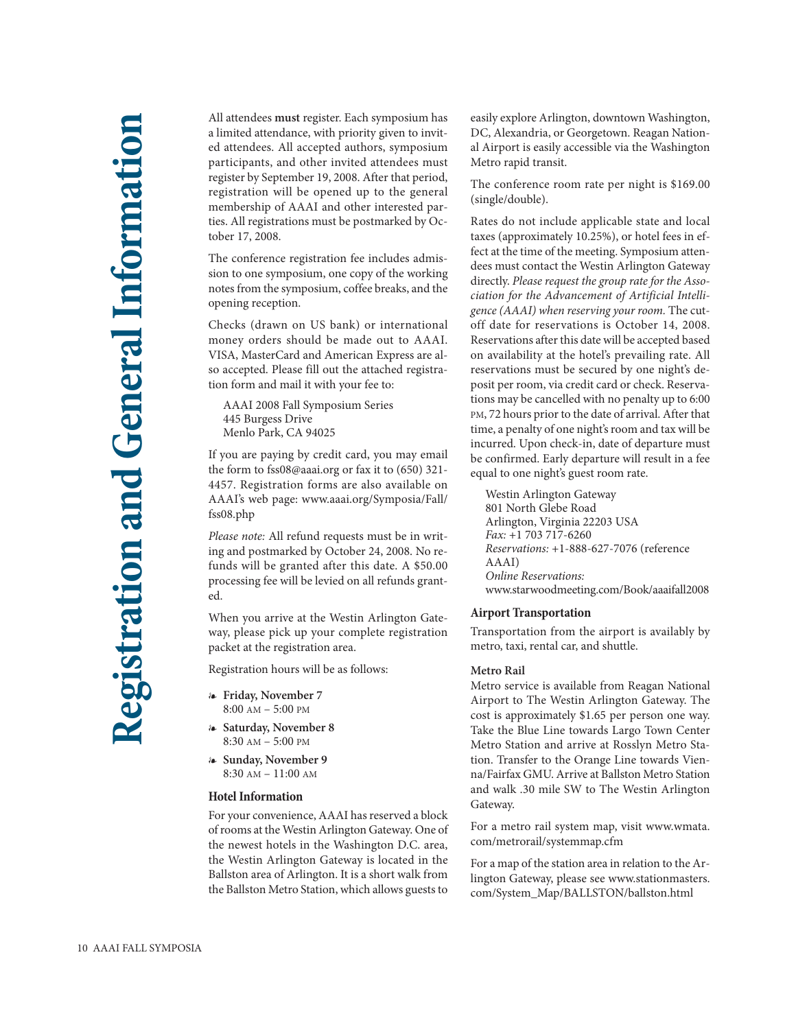# Registration and General Information

All attendees **must** register. Each symposium has a limited attendance, with priority given to invited attendees. All accepted authors, symposium participants, and other invited attendees must register by September 19, 2008. After that period, registration will be opened up to the general membership of AAAI and other interested parties. All registrations must be postmarked by October 17, 2008.

The conference registration fee includes admission to one symposium, one copy of the working notes from the symposium, coffee breaks, and the opening reception.

Checks (drawn on US bank) or international money orders should be made out to AAAI. VISA, MasterCard and American Express are also accepted. Please fill out the attached registration form and mail it with your fee to:

AAAI 2008 Fall Symposium Series
445 Burgess Drive
Menlo Park, CA 94025

If you are paying by credit card, you may email the form to fss08@aaai.org or fax it to (650) 321-4457. Registration forms are also available on AAAI's web page: www.aaai.org/Symposia/Fall/fss08.php

*Please note:* All refund requests must be in writing and postmarked by October 24, 2008. No refunds will be granted after this date. A $50.00 processing fee will be levied on all refunds granted.

When you arrive at the Westin Arlington Gateway, please pick up your complete registration packet at the registration area.

Registration hours will be as follows:

- **Friday, November 7**
  8:00 AM – 5:00 PM
- **Saturday, November 8**
  8:30 AM – 5:00 PM
- **Sunday, November 9**
  8:30 AM – 11:00 AM

### Hotel Information

For your convenience, AAAI has reserved a block of rooms at the Westin Arlington Gateway. One of the newest hotels in the Washington D.C. area, the Westin Arlington Gateway is located in the Ballston area of Arlington. It is a short walk from the Ballston Metro Station, which allows guests to easily explore Arlington, downtown Washington, DC, Alexandria, or Georgetown. Reagan National Airport is easily accessible via the Washington Metro rapid transit.

The conference room rate per night is $169.00 (single/double).

Rates do not include applicable state and local taxes (approximately 10.25%), or hotel fees in effect at the time of the meeting. Symposium attendees must contact the Westin Arlington Gateway directly. *Please request the group rate for the Association for the Advancement of Artificial Intelligence (AAAI) when reserving your room.* The cutoff date for reservations is October 14, 2008. Reservations after this date will be accepted based on availability at the hotel's prevailing rate. All reservations must be secured by one night's deposit per room, via credit card or check. Reservations may be cancelled with no penalty up to 6:00 PM, 72 hours prior to the date of arrival. After that time, a penalty of one night's room and tax will be incurred. Upon check-in, date of departure must be confirmed. Early departure will result in a fee equal to one night's guest room rate.

Westin Arlington Gateway
801 North Glebe Road
Arlington, Virginia 22203 USA
*Fax:* +1 703 717-6260
*Reservations:* +1-888-627-7076 (reference AAAI)
*Online Reservations:*
www.starwoodmeeting.com/Book/aaaifall2008

### Airport Transportation

Transportation from the airport is availably by metro, taxi, rental car, and shuttle.

#### Metro Rail

Metro service is available from Reagan National Airport to The Westin Arlington Gateway. The cost is approximately $1.65 per person one way. Take the Blue Line towards Largo Town Center Metro Station and arrive at Rosslyn Metro Station. Transfer to the Orange Line towards Vienna/Fairfax GMU. Arrive at Ballston Metro Station and walk .30 mile SW to The Westin Arlington Gateway.

For a metro rail system map, visit www.wmata.com/metrorail/systemmap.cfm

For a map of the station area in relation to the Arlington Gateway, please see www.stationmasters.com/System_Map/BALLSTON/ballston.html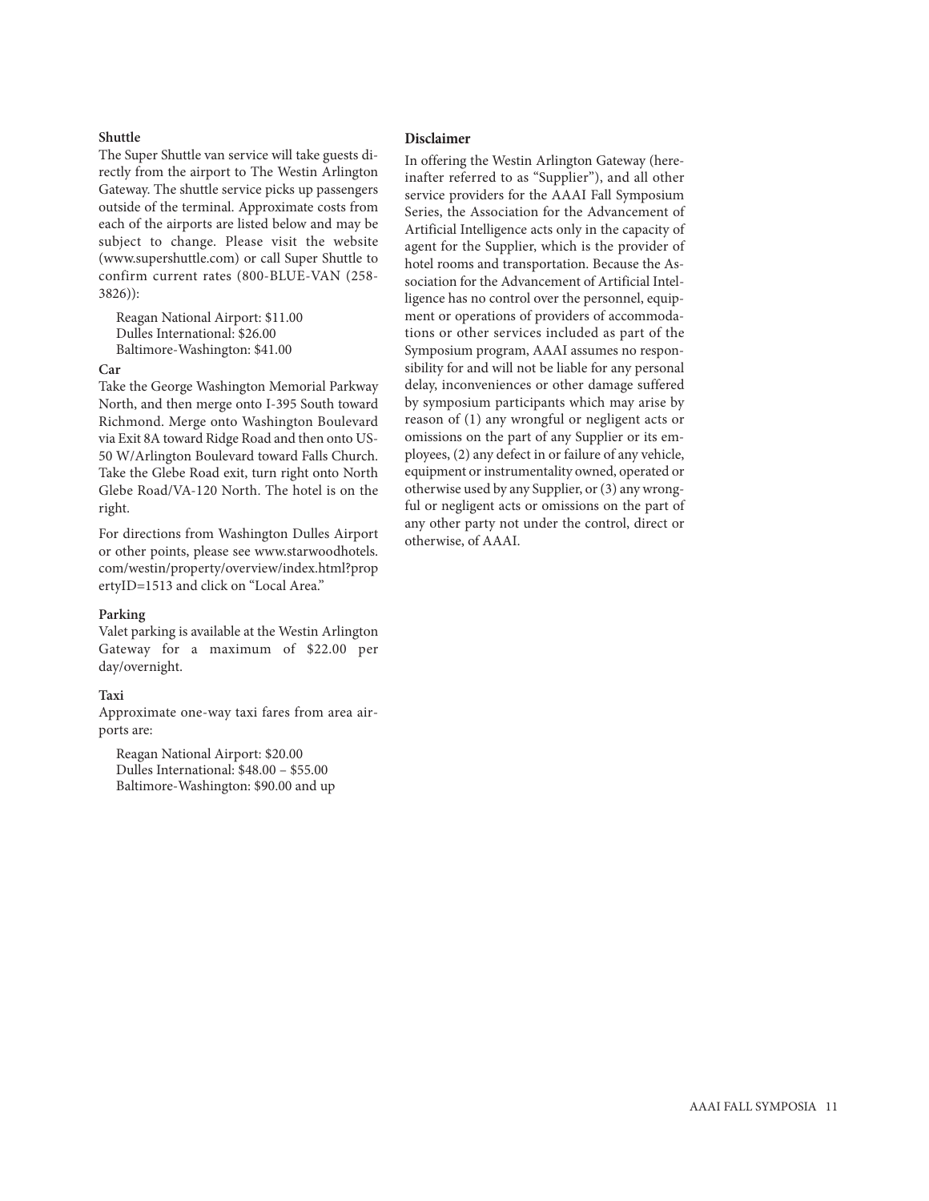### Shuttle

The Super Shuttle van service will take guests directly from the airport to The Westin Arlington Gateway. The shuttle service picks up passengers outside of the terminal. Approximate costs from each of the airports are listed below and may be subject to change. Please visit the website (www.supershuttle.com) or call Super Shuttle to confirm current rates (800-BLUE-VAN (258-3826)):

Reagan National Airport: $11.00
Dulles International: $26.00
Baltimore-Washington: $41.00

### Car

Take the George Washington Memorial Parkway North, and then merge onto I-395 South toward Richmond. Merge onto Washington Boulevard via Exit 8A toward Ridge Road and then onto US-50 W/Arlington Boulevard toward Falls Church. Take the Glebe Road exit, turn right onto North Glebe Road/VA-120 North. The hotel is on the right.

For directions from Washington Dulles Airport or other points, please see www.starwoodhotels.com/westin/property/overview/index.html?propertyID=1513 and click on "Local Area."

### Parking

Valet parking is available at the Westin Arlington Gateway for a maximum of $22.00 per day/overnight.

### Taxi

Approximate one-way taxi fares from area airports are:

Reagan National Airport: $20.00
Dulles International: $48.00 – $55.00
Baltimore-Washington: $90.00 and up

### Disclaimer

In offering the Westin Arlington Gateway (hereinafter referred to as "Supplier"), and all other service providers for the AAAI Fall Symposium Series, the Association for the Advancement of Artificial Intelligence acts only in the capacity of agent for the Supplier, which is the provider of hotel rooms and transportation. Because the Association for the Advancement of Artificial Intelligence has no control over the personnel, equipment or operations of providers of accommodations or other services included as part of the Symposium program, AAAI assumes no responsibility for and will not be liable for any personal delay, inconveniences or other damage suffered by symposium participants which may arise by reason of (1) any wrongful or negligent acts or omissions on the part of any Supplier or its employees, (2) any defect in or failure of any vehicle, equipment or instrumentality owned, operated or otherwise used by any Supplier, or (3) any wrongful or negligent acts or omissions on the part of any other party not under the control, direct or otherwise, of AAAI.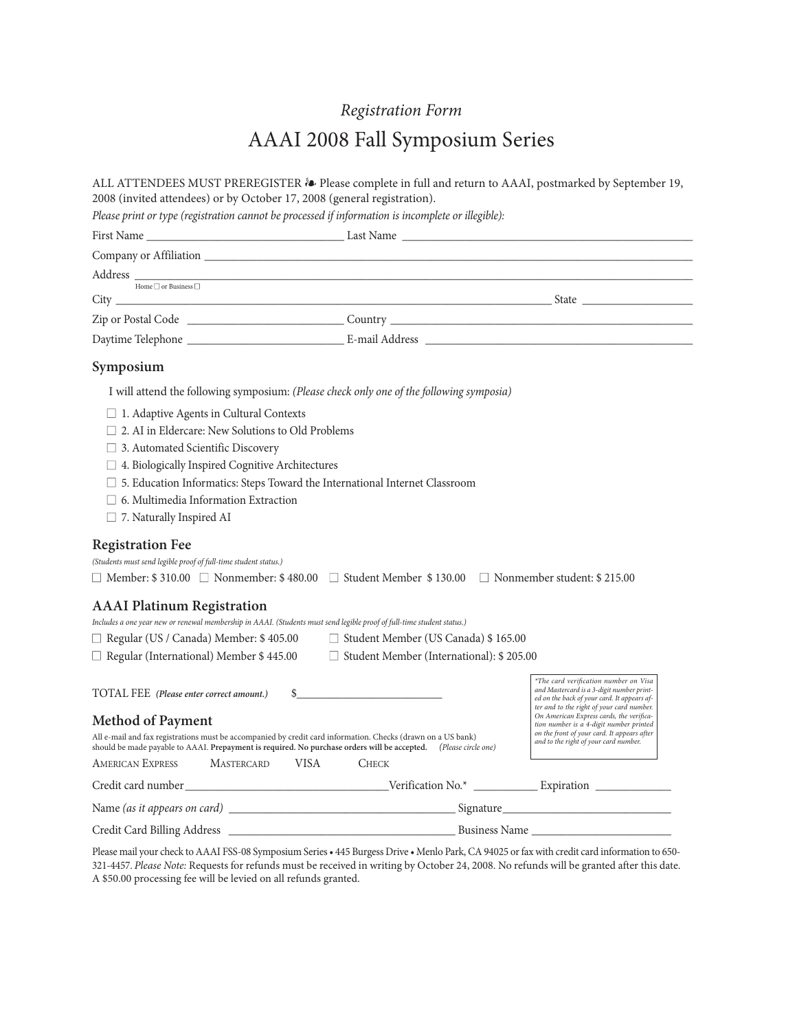*Registration Form*

# AAAI 2008 Fall Symposium Series

ALL ATTENDEES MUST PREREGISTER ❧ Please complete in full and return to AAAI, postmarked by September 19, 2008 (invited attendees) or by October 17, 2008 (general registration).

*Please print or type (registration cannot be processed if information is incomplete or illegible):*

First Name ________________________________ Last Name ________________________________

Company or Affiliation ________________________________________________________________

Address ________________________________________________________________
Home ☐ or Business ☐

City ________________________________________________ State ________________

Zip or Postal Code ________________________ Country ________________________________

Daytime Telephone ________________________ E-mail Address ________________________________

## Symposium

I will attend the following symposium: *(Please check only one of the following symposia)*

☐ 1. Adaptive Agents in Cultural Contexts
☐ 2. AI in Eldercare: New Solutions to Old Problems
☐ 3. Automated Scientific Discovery
☐ 4. Biologically Inspired Cognitive Architectures
☐ 5. Education Informatics: Steps Toward the International Internet Classroom
☐ 6. Multimedia Information Extraction
☐ 7. Naturally Inspired AI

## Registration Fee

*(Students must send legible proof of full-time student status.)*

☐ Member: $ 310.00 ☐ Nonmember: $ 480.00 ☐ Student Member $ 130.00 ☐ Nonmember student: $ 215.00

## AAAI Platinum Registration

*Includes a one year new or renewal membership in AAAI. (Students must send legible proof of full-time student status.)*

☐ Regular (US / Canada) Member: $ 405.00 ☐ Student Member (US Canada) $ 165.00
☐ Regular (International) Member $ 445.00 ☐ Student Member (International): $ 205.00

TOTAL FEE *(Please enter correct amount.)* $________________________

*\*The card verification number on Visa and Mastercard is a 3-digit number printed on the back of your card. It appears after and to the right of your card number. On American Express cards, the verification number is a 4-digit number printed on the front of your card. It appears after and to the right of your card number.*

## Method of Payment

All e-mail and fax registrations must be accompanied by credit card information. Checks (drawn on a US bank) should be made payable to AAAI. **Prepayment is required. No purchase orders will be accepted.** *(Please circle one)*

AMERICAN EXPRESS MASTERCARD VISA CHECK

Credit card number ________________________________ Verification No.* ____________ Expiration ____________

Name *(as it appears on card)* ________________________________ Signature ________________________

Credit Card Billing Address ________________________________ Business Name ________________________

Please mail your check to AAAI FSS-08 Symposium Series • 445 Burgess Drive • Menlo Park, CA 94025 or fax with credit card information to 650-321-4457. *Please Note:* Requests for refunds must be received in writing by October 24, 2008. No refunds will be granted after this date. A $50.00 processing fee will be levied on all refunds granted.